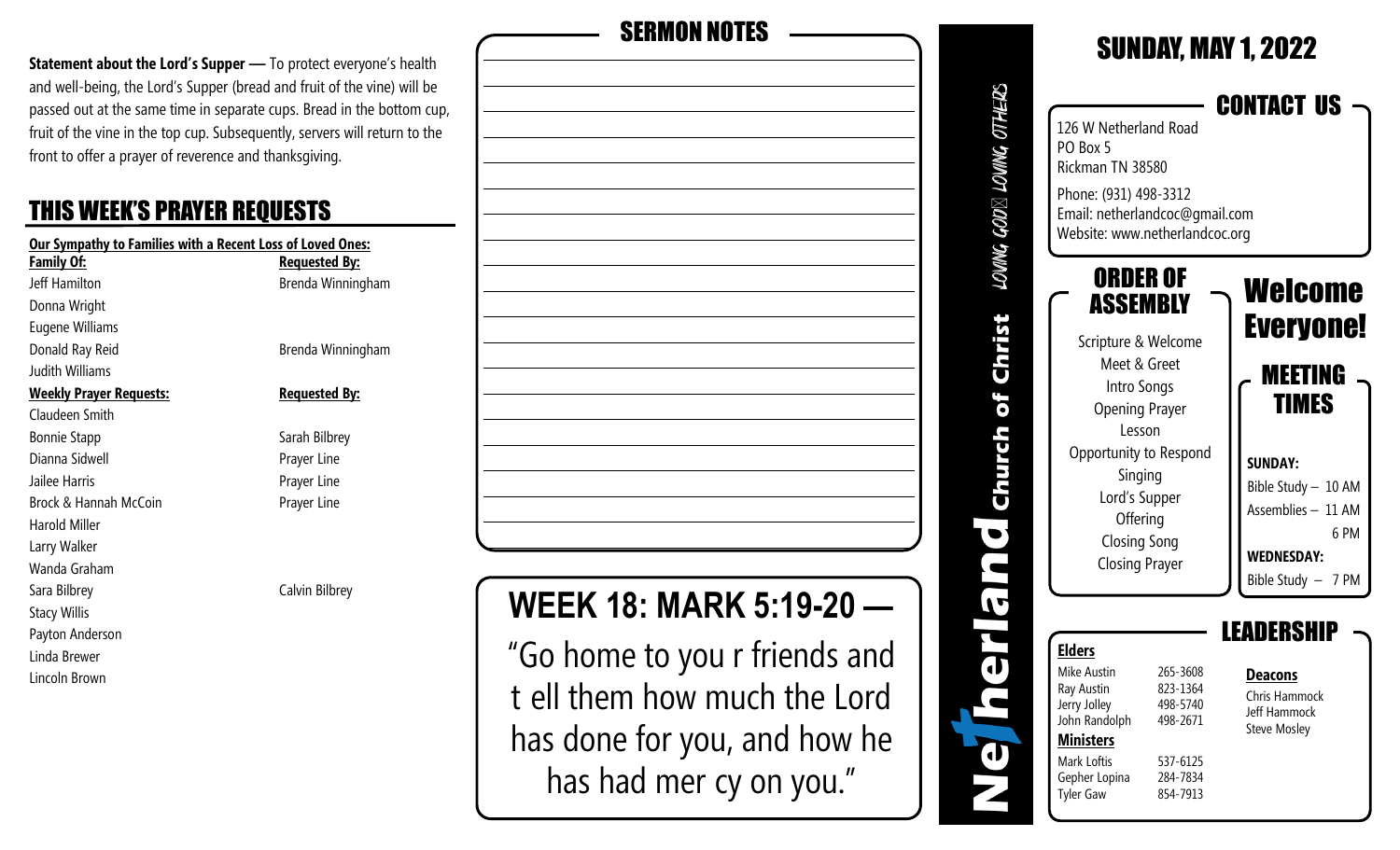**Statement about the Lord's Supper —** To protect everyone's health and well-being, the Lord's Supper (bread and fruit of the vine) will be passed out at the same time in separate cups. Bread in the bottom cup, fruit of the vine in the top cup. Subsequently, servers will return to the front to offer a prayer of reverence and thanksgiving.

## THIS WEEK'S PRAYER REQUESTS

**Our Sympathy to Families with a Recent Loss of Loved Ones:**

| Family Of: | Requested By: |
|---|---|
| Jeff Hamilton | Brenda Winningham |
| Donna Wright | |
| Eugene Williams | |
| Donald Ray Reid | Brenda Winningham |
| Judith Williams | |

| Weekly Prayer Requests: | Requested By: |
|---|---|
| Claudeen Smith | |
| Bonnie Stapp | Sarah Bilbrey |
| Dianna Sidwell | Prayer Line |
| Jailee Harris | Prayer Line |
| Brock & Hannah McCoin | Prayer Line |
| Harold Miller | |
| Larry Walker | |
| Wanda Graham | |
| Sara Bilbrey | Calvin Bilbrey |
| Stacy Willis | |
| Payton Anderson | |
| Linda Brewer | |
| Lincoln Brown | |

## SERMON NOTES

## WEEK 18: MARK 5:19-20 —

"Go home to you r friends and t ell them how much the Lord has done for you, and how he has had mer cy on you."

# Netherland Church of Christ

*LOVING GOD LOVING OTHERS*

# SUNDAY, MAY 1, 2022

## CONTACT US

126 W Netherland Road
PO Box 5
Rickman TN 38580

Phone: (931) 498-3312
Email: netherlandcoc@gmail.com
Website: www.netherlandcoc.org

## ORDER OF ASSEMBLY

Scripture & Welcome
Meet & Greet
Intro Songs
Opening Prayer
Lesson
Opportunity to Respond
Singing
Lord's Supper
Offering
Closing Song
Closing Prayer

## Welcome Everyone!

## MEETING TIMES

**SUNDAY:**
Bible Study – 10 AM
Assemblies – 11 AM
6 PM

**WEDNESDAY:**
Bible Study – 7 PM

## LEADERSHIP

**Elders**

| Name | Phone |
|---|---|
| Mike Austin | 265-3608 |
| Ray Austin | 823-1364 |
| Jerry Jolley | 498-5740 |
| John Randolph | 498-2671 |

**Ministers**

| Name | Phone |
|---|---|
| Mark Loftis | 537-6125 |
| Gepher Lopina | 284-7834 |
| Tyler Gaw | 854-7913 |

**Deacons**

Chris Hammock
Jeff Hammock
Steve Mosley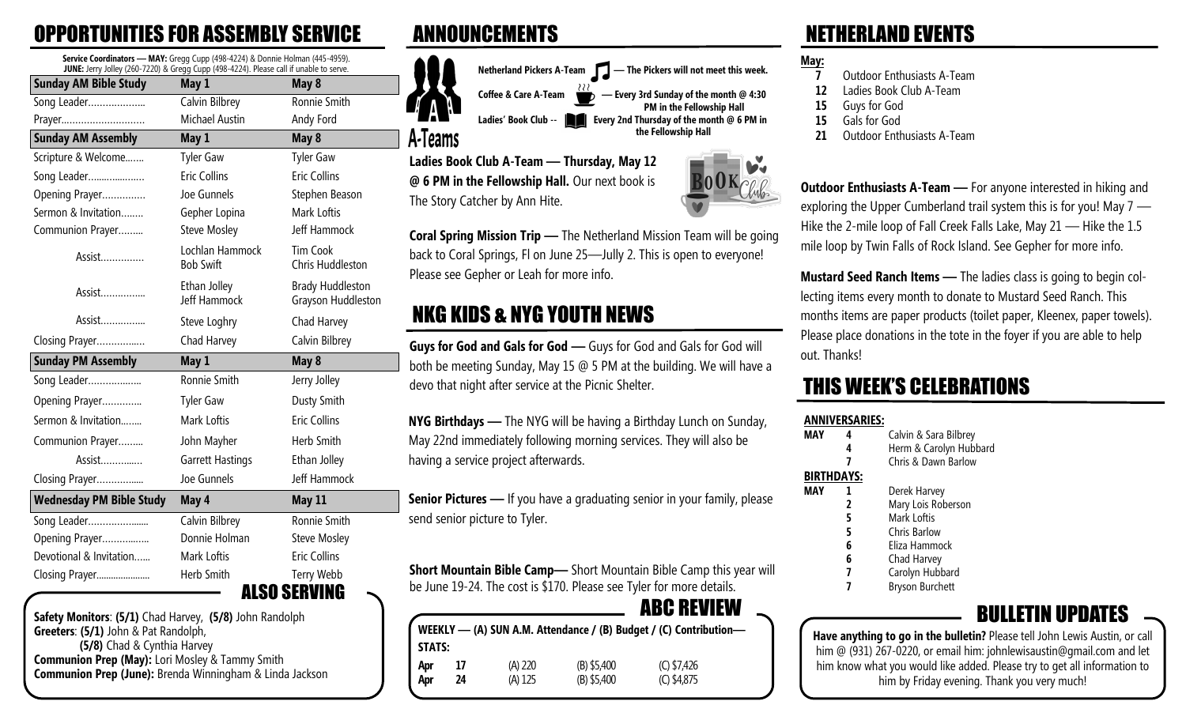# OPPORTUNITIES FOR ASSEMBLY SERVICE

**Service Coordinators — MAY:** Gregg Cupp (498-4224) & Donnie Holman (445-4959).
**JUNE:** Jerry Jolley (260-7220) & Gregg Cupp (498-4224). Please call if unable to serve.

| Sunday AM Bible Study | May 1 | May 8 |
|---|---|---|
| Song Leader.................... | Calvin Bilbrey | Ronnie Smith |
| Prayer.............................. | Michael Austin | Andy Ford |
| **Sunday AM Assembly** | **May 1** | **May 8** |
| Scripture & Welcome....... | Tyler Gaw | Tyler Gaw |
| Song Leader..................... | Eric Collins | Eric Collins |
| Opening Prayer............... | Joe Gunnels | Stephen Beason |
| Sermon & Invitation........ | Gepher Lopina | Mark Loftis |
| Communion Prayer......... | Steve Mosley | Jeff Hammock |
| Assist............... | Lochlan Hammock, Bob Swift | Tim Cook, Chris Huddleston |
| Assist................ | Ethan Jolley, Jeff Hammock | Brady Huddleston, Grayson Huddleston |
| Assist................ | Steve Loghry | Chad Harvey |
| Closing Prayer................. | Chad Harvey | Calvin Bilbrey |
| **Sunday PM Assembly** | **May 1** | **May 8** |
| Song Leader................... | Ronnie Smith | Jerry Jolley |
| Opening Prayer.............. | Tyler Gaw | Dusty Smith |
| Sermon & Invitation........ | Mark Loftis | Eric Collins |
| Communion Prayer......... | John Mayher | Herb Smith |
| Assist............... | Garrett Hastings | Ethan Jolley |
| Closing Prayer................ | Joe Gunnels | Jeff Hammock |
| **Wednesday PM Bible Study** | **May 4** | **May 11** |
| Song Leader..................... | Calvin Bilbrey | Ronnie Smith |
| Opening Prayer................. | Donnie Holman | Steve Mosley |
| Devotional & Invitation...... | Mark Loftis | Eric Collins |
| Closing Prayer..................... | Herb Smith | Terry Webb |

## ALSO SERVING

**Safety Monitors**: **(5/1)** Chad Harvey, **(5/8)** John Randolph
**Greeters**: **(5/1)** John & Pat Randolph,
**(5/8)** Chad & Cynthia Harvey
**Communion Prep (May):** Lori Mosley & Tammy Smith
**Communion Prep (June):** Brenda Winningham & Linda Jackson

# ANNOUNCEMENTS

A-Teams

**Netherland Pickers A-Team — The Pickers will not meet this week.**
**Coffee & Care A-Team — Every 3rd Sunday of the month @ 4:30 PM in the Fellowship Hall**
**Ladies' Book Club -- Every 2nd Thursday of the month @ 6 PM in the Fellowship Hall**

**Ladies Book Club A-Team — Thursday, May 12 @ 6 PM in the Fellowship Hall.** Our next book is The Story Catcher by Ann Hite.

**Coral Spring Mission Trip —** The Netherland Mission Team will be going back to Coral Springs, Fl on June 25—Jully 2. This is open to everyone! Please see Gepher or Leah for more info.

# NKG KIDS & NYG YOUTH NEWS

**Guys for God and Gals for God —** Guys for God and Gals for God will both be meeting Sunday, May 15 @ 5 PM at the building. We will have a devo that night after service at the Picnic Shelter.

**NYG Birthdays —** The NYG will be having a Birthday Lunch on Sunday, May 22nd immediately following morning services. They will also be having a service project afterwards.

**Senior Pictures —** If you have a graduating senior in your family, please send senior picture to Tyler.

**Short Mountain Bible Camp—** Short Mountain Bible Camp this year will be June 19-24. The cost is $170. Please see Tyler for more details.

## ABC REVIEW

**WEEKLY — (A) SUN A.M. Attendance / (B) Budget / (C) Contribution—**

**STATS:**

| | | | | |
|---|---|---|---|---|
| **Apr** | **17** | (A) 220 | (B) $5,400 | (C) $7,426 |
| **Apr** | **24** | (A) 125 | (B) $5,400 | (C) $4,875 |

# NETHERLAND EVENTS

**May:**
- **7** Outdoor Enthusiasts A-Team
- **12** Ladies Book Club A-Team
- **15** Guys for God
- **15** Gals for God
- **21** Outdoor Enthusiasts A-Team

**Outdoor Enthusiasts A-Team —** For anyone interested in hiking and exploring the Upper Cumberland trail system this is for you! May 7 — Hike the 2-mile loop of Fall Creek Falls Lake, May 21 — Hike the 1.5 mile loop by Twin Falls of Rock Island. See Gepher for more info.

**Mustard Seed Ranch Items —** The ladies class is going to begin collecting items every month to donate to Mustard Seed Ranch. This months items are paper products (toilet paper, Kleenex, paper towels). Please place donations in the tote in the foyer if you are able to help out. Thanks!

# THIS WEEK'S CELEBRATIONS

**ANNIVERSARIES:**

| | | |
|---|---|---|
| **MAY** | **4** | Calvin & Sara Bilbrey |
| | **4** | Herm & Carolyn Hubbard |
| | **7** | Chris & Dawn Barlow |

**BIRTHDAYS:**

| | | |
|---|---|---|
| **MAY** | **1** | Derek Harvey |
| | **2** | Mary Lois Roberson |
| | **5** | Mark Loftis |
| | **5** | Chris Barlow |
| | **6** | Eliza Hammock |
| | **6** | Chad Harvey |
| | **7** | Carolyn Hubbard |
| | **7** | Bryson Burchett |

## BULLETIN UPDATES

**Have anything to go in the bulletin?** Please tell John Lewis Austin, or call him @ (931) 267-0220, or email him: johnlewisaustin@gmail.com and let him know what you would like added. Please try to get all information to him by Friday evening. Thank you very much!